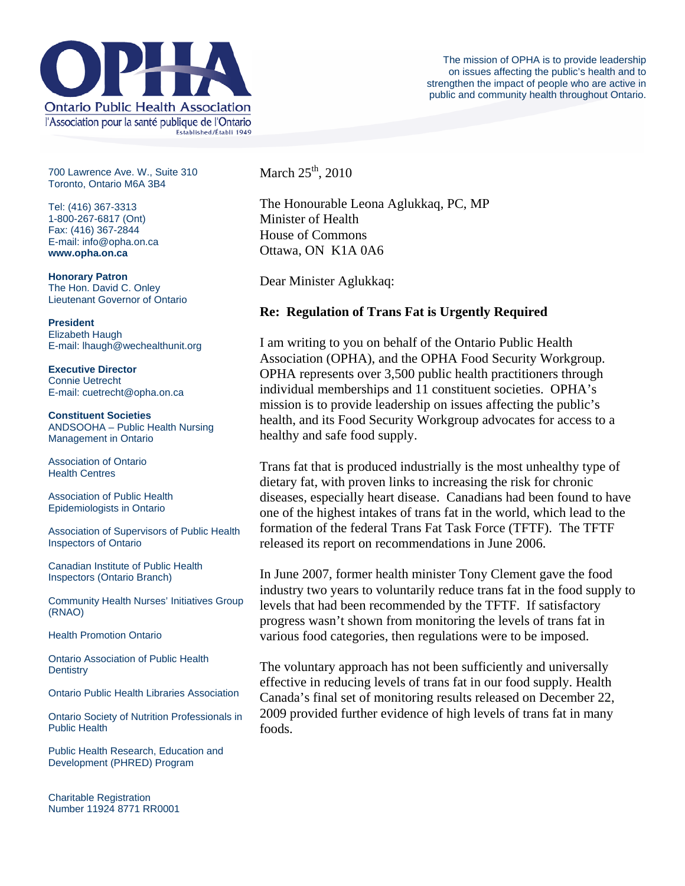# OPHA

Ontario Public Health Association

l'Association pour la santé publique de l'Ontario

Established/Établi 1949

The mission of OPHA is to provide leadership on issues affecting the public's health and to strengthen the impact of people who are active in public and community health throughout Ontario.

700 Lawrence Ave. W., Suite 310
Toronto, Ontario M6A 3B4

Tel: (416) 367-3313
1-800-267-6817 (Ont)
Fax: (416) 367-2844
E-mail: info@opha.on.ca
**www.opha.on.ca**

**Honorary Patron**
The Hon. David C. Onley
Lieutenant Governor of Ontario

**President**
Elizabeth Haugh
E-mail: lhaugh@wechealthunit.org

**Executive Director**
Connie Uetrecht
E-mail: cuetrecht@opha.on.ca

**Constituent Societies**

ANDSOOHA – Public Health Nursing Management in Ontario

Association of Ontario Health Centres

Association of Public Health Epidemiologists in Ontario

Association of Supervisors of Public Health Inspectors of Ontario

Canadian Institute of Public Health Inspectors (Ontario Branch)

Community Health Nurses' Initiatives Group (RNAO)

Health Promotion Ontario

Ontario Association of Public Health Dentistry

Ontario Public Health Libraries Association

Ontario Society of Nutrition Professionals in Public Health

Public Health Research, Education and Development (PHRED) Program

Charitable Registration Number 11924 8771 RR0001

March 25th, 2010

The Honourable Leona Aglukkaq, PC, MP
Minister of Health
House of Commons
Ottawa, ON K1A 0A6

Dear Minister Aglukkaq:

**Re: Regulation of Trans Fat is Urgently Required**

I am writing to you on behalf of the Ontario Public Health Association (OPHA), and the OPHA Food Security Workgroup. OPHA represents over 3,500 public health practitioners through individual memberships and 11 constituent societies. OPHA's mission is to provide leadership on issues affecting the public's health, and its Food Security Workgroup advocates for access to a healthy and safe food supply.

Trans fat that is produced industrially is the most unhealthy type of dietary fat, with proven links to increasing the risk for chronic diseases, especially heart disease. Canadians had been found to have one of the highest intakes of trans fat in the world, which lead to the formation of the federal Trans Fat Task Force (TFTF). The TFTF released its report on recommendations in June 2006.

In June 2007, former health minister Tony Clement gave the food industry two years to voluntarily reduce trans fat in the food supply to levels that had been recommended by the TFTF. If satisfactory progress wasn't shown from monitoring the levels of trans fat in various food categories, then regulations were to be imposed.

The voluntary approach has not been sufficiently and universally effective in reducing levels of trans fat in our food supply. Health Canada's final set of monitoring results released on December 22, 2009 provided further evidence of high levels of trans fat in many foods.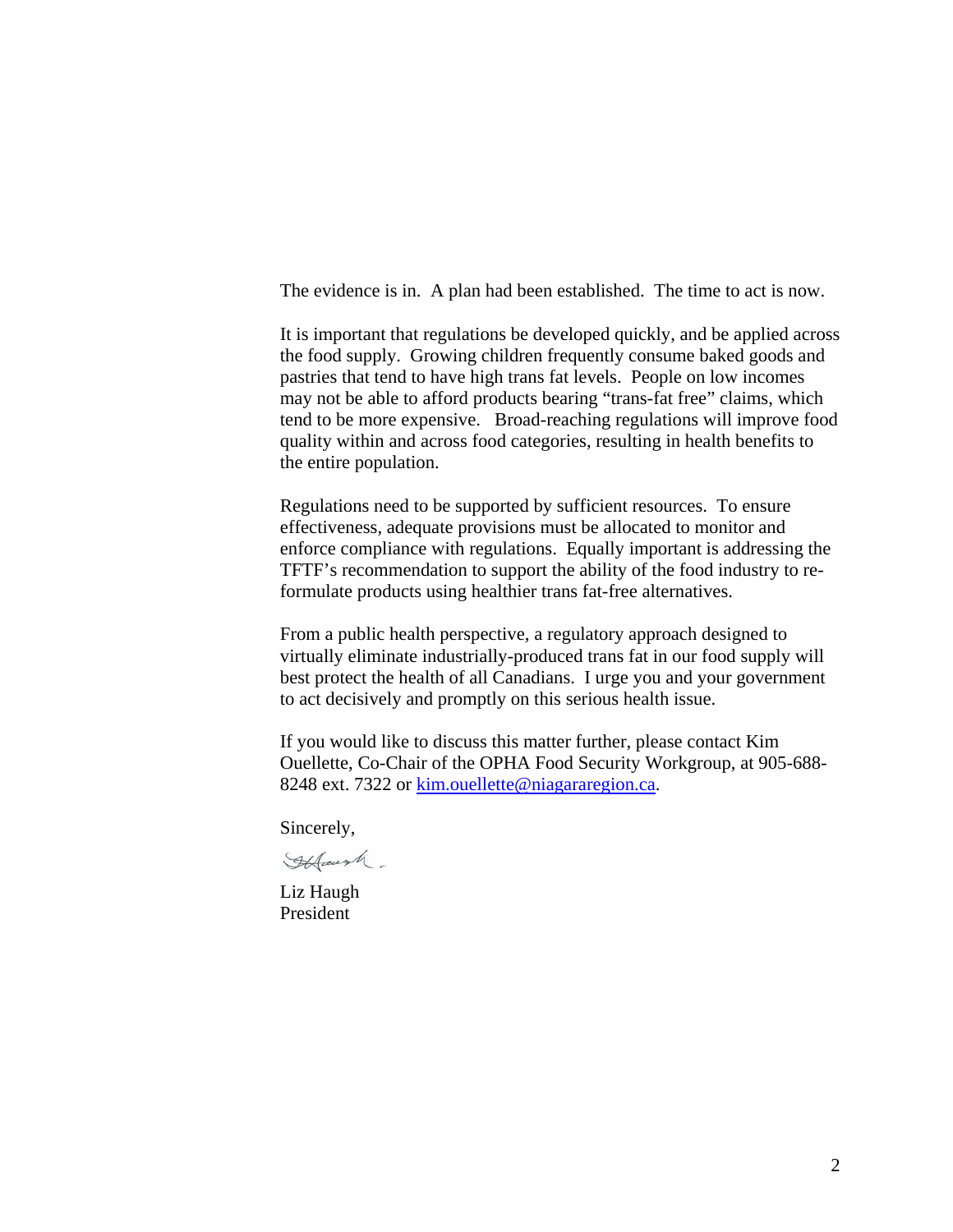The evidence is in. A plan had been established. The time to act is now.

It is important that regulations be developed quickly, and be applied across the food supply. Growing children frequently consume baked goods and pastries that tend to have high trans fat levels. People on low incomes may not be able to afford products bearing "trans-fat free" claims, which tend to be more expensive. Broad-reaching regulations will improve food quality within and across food categories, resulting in health benefits to the entire population.

Regulations need to be supported by sufficient resources. To ensure effectiveness, adequate provisions must be allocated to monitor and enforce compliance with regulations. Equally important is addressing the TFTF's recommendation to support the ability of the food industry to re-formulate products using healthier trans fat-free alternatives.

From a public health perspective, a regulatory approach designed to virtually eliminate industrially-produced trans fat in our food supply will best protect the health of all Canadians. I urge you and your government to act decisively and promptly on this serious health issue.

If you would like to discuss this matter further, please contact Kim Ouellette, Co-Chair of the OPHA Food Security Workgroup, at 905-688-8248 ext. 7322 or kim.ouellette@niagararegion.ca.

Sincerely,

Liz Haugh
President